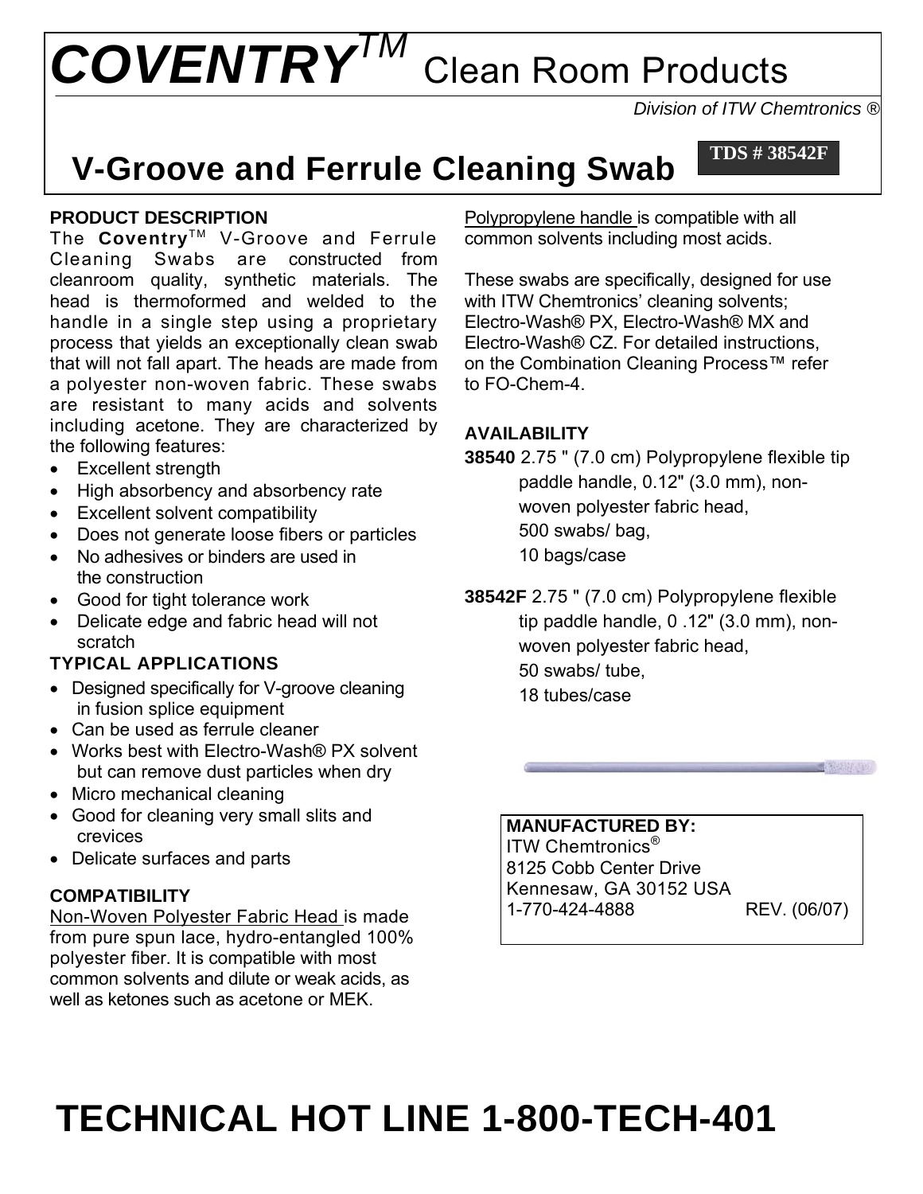# COVENTRY™ Clean Room Products

*Division of ITW Chemtronics ®*

## V-Groove and Ferrule Cleaning Swab

**TDS # 38542F**

### PRODUCT DESCRIPTION

The **Coventry**™ V-Groove and Ferrule Cleaning Swabs are constructed from cleanroom quality, synthetic materials. The head is thermoformed and welded to the handle in a single step using a proprietary process that yields an exceptionally clean swab that will not fall apart. The heads are made from a polyester non-woven fabric. These swabs are resistant to many acids and solvents including acetone. They are characterized by the following features:

- Excellent strength
- High absorbency and absorbency rate
- Excellent solvent compatibility
- Does not generate loose fibers or particles
- No adhesives or binders are used in the construction
- Good for tight tolerance work
- Delicate edge and fabric head will not scratch

### TYPICAL APPLICATIONS

- Designed specifically for V-groove cleaning in fusion splice equipment
- Can be used as ferrule cleaner
- Works best with Electro-Wash® PX solvent but can remove dust particles when dry
- Micro mechanical cleaning
- Good for cleaning very small slits and crevices
- Delicate surfaces and parts

### COMPATIBILITY

Non-Woven Polyester Fabric Head is made from pure spun lace, hydro-entangled 100% polyester fiber. It is compatible with most common solvents and dilute or weak acids, as well as ketones such as acetone or MEK.

Polypropylene handle is compatible with all common solvents including most acids.

These swabs are specifically, designed for use with ITW Chemtronics' cleaning solvents; Electro-Wash® PX, Electro-Wash® MX and Electro-Wash® CZ. For detailed instructions, on the Combination Cleaning Process™ refer to FO-Chem-4.

### AVAILABILITY

**38540** 2.75 " (7.0 cm) Polypropylene flexible tip paddle handle, 0.12" (3.0 mm), non-woven polyester fabric head,
500 swabs/ bag,
10 bags/case

**38542F** 2.75 " (7.0 cm) Polypropylene flexible tip paddle handle, 0 .12" (3.0 mm), non-woven polyester fabric head,
50 swabs/ tube,
18 tubes/case

**MANUFACTURED BY:**
ITW Chemtronics®
8125 Cobb Center Drive
Kennesaw, GA 30152 USA
1-770-424-4888 REV. (06/07)

# TECHNICAL HOT LINE 1-800-TECH-401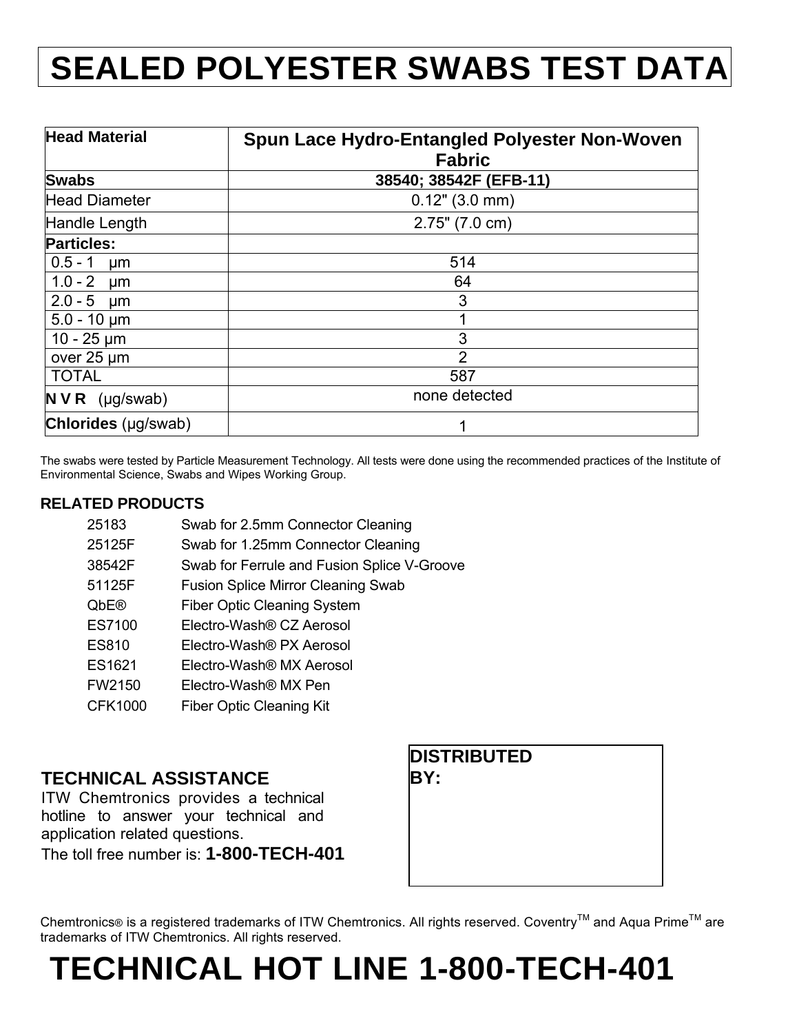# SEALED POLYESTER SWABS TEST DATA

| **Head Material** | **Spun Lace Hydro-Entangled Polyester Non-Woven Fabric** |
|---|---|
| **Swabs** | **38540; 38542F (EFB-11)** |
| Head Diameter | 0.12" (3.0 mm) |
| Handle Length | 2.75" (7.0 cm) |
| **Particles:** | |
| 0.5 - 1 µm | 514 |
| 1.0 - 2 µm | 64 |
| 2.0 - 5 µm | 3 |
| 5.0 - 10 µm | 1 |
| 10 - 25 µm | 3 |
| over 25 µm | 2 |
| TOTAL | 587 |
| **N V R** (µg/swab) | none detected |
| **Chlorides** (µg/swab) | 1 |

The swabs were tested by Particle Measurement Technology. All tests were done using the recommended practices of the Institute of Environmental Science, Swabs and Wipes Working Group.

## RELATED PRODUCTS

| | |
|---|---|
| 25183 | Swab for 2.5mm Connector Cleaning |
| 25125F | Swab for 1.25mm Connector Cleaning |
| 38542F | Swab for Ferrule and Fusion Splice V-Groove |
| 51125F | Fusion Splice Mirror Cleaning Swab |
| QbE® | Fiber Optic Cleaning System |
| ES7100 | Electro-Wash® CZ Aerosol |
| ES810 | Electro-Wash® PX Aerosol |
| ES1621 | Electro-Wash® MX Aerosol |
| FW2150 | Electro-Wash® MX Pen |
| CFK1000 | Fiber Optic Cleaning Kit |

## TECHNICAL ASSISTANCE

ITW Chemtronics provides a technical hotline to answer your technical and application related questions.

The toll free number is: **1-800-TECH-401**

**DISTRIBUTED BY:**

Chemtronics® is a registered trademarks of ITW Chemtronics. All rights reserved. Coventry™ and Aqua Prime™ are trademarks of ITW Chemtronics. All rights reserved.

# TECHNICAL HOT LINE 1-800-TECH-401